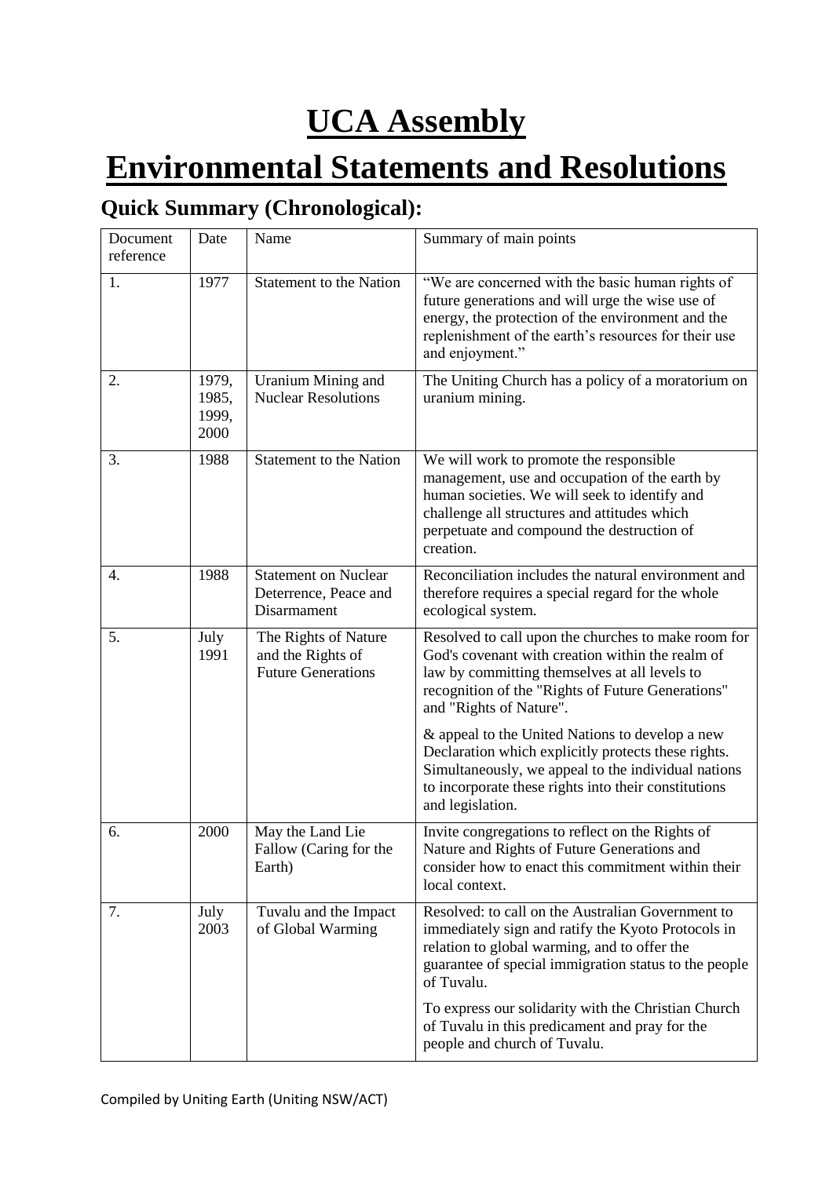# UCA Assembly

# Environmental Statements and Resolutions

## Quick Summary (Chronological):

| Document reference | Date | Name | Summary of main points |
|---|---|---|---|
| 1. | 1977 | Statement to the Nation | "We are concerned with the basic human rights of future generations and will urge the wise use of energy, the protection of the environment and the replenishment of the earth's resources for their use and enjoyment." |
| 2. | 1979, 1985, 1999, 2000 | Uranium Mining and Nuclear Resolutions | The Uniting Church has a policy of a moratorium on uranium mining. |
| 3. | 1988 | Statement to the Nation | We will work to promote the responsible management, use and occupation of the earth by human societies. We will seek to identify and challenge all structures and attitudes which perpetuate and compound the destruction of creation. |
| 4. | 1988 | Statement on Nuclear Deterrence, Peace and Disarmament | Reconciliation includes the natural environment and therefore requires a special regard for the whole ecological system. |
| 5. | July 1991 | The Rights of Nature and the Rights of Future Generations | Resolved to call upon the churches to make room for God's covenant with creation within the realm of law by committing themselves at all levels to recognition of the "Rights of Future Generations" and "Rights of Nature".<br><br>& appeal to the United Nations to develop a new Declaration which explicitly protects these rights. Simultaneously, we appeal to the individual nations to incorporate these rights into their constitutions and legislation. |
| 6. | 2000 | May the Land Lie Fallow (Caring for the Earth) | Invite congregations to reflect on the Rights of Nature and Rights of Future Generations and consider how to enact this commitment within their local context. |
| 7. | July 2003 | Tuvalu and the Impact of Global Warming | Resolved: to call on the Australian Government to immediately sign and ratify the Kyoto Protocols in relation to global warming, and to offer the guarantee of special immigration status to the people of Tuvalu.<br><br>To express our solidarity with the Christian Church of Tuvalu in this predicament and pray for the people and church of Tuvalu. |

Compiled by Uniting Earth (Uniting NSW/ACT)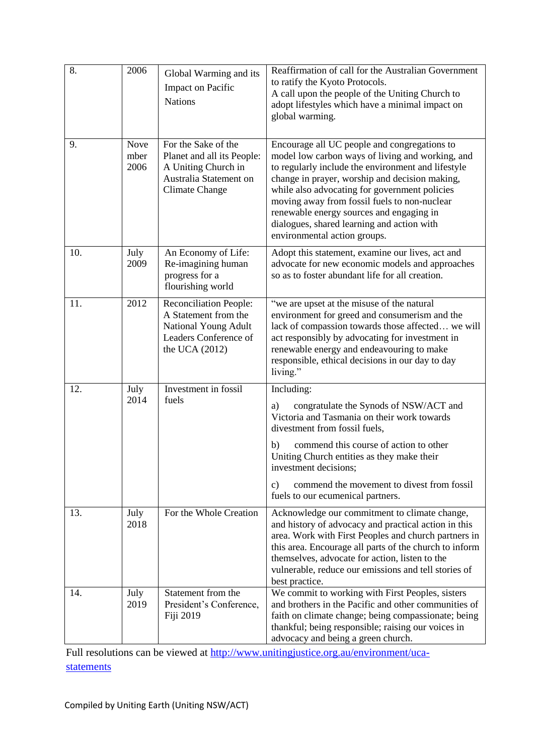| | | | |
|---|---|---|---|
| 8. | 2006 | Global Warming and its Impact on Pacific Nations | Reaffirmation of call for the Australian Government to ratify the Kyoto Protocols.<br>A call upon the people of the Uniting Church to adopt lifestyles which have a minimal impact on global warming. |
| 9. | November 2006 | For the Sake of the Planet and all its People: A Uniting Church in Australia Statement on Climate Change | Encourage all UC people and congregations to model low carbon ways of living and working, and to regularly include the environment and lifestyle change in prayer, worship and decision making, while also advocating for government policies moving away from fossil fuels to non-nuclear renewable energy sources and engaging in dialogues, shared learning and action with environmental action groups. |
| 10. | July 2009 | An Economy of Life: Re-imagining human progress for a flourishing world | Adopt this statement, examine our lives, act and advocate for new economic models and approaches so as to foster abundant life for all creation. |
| 11. | 2012 | Reconciliation People: A Statement from the National Young Adult Leaders Conference of the UCA (2012) | "we are upset at the misuse of the natural environment for greed and consumerism and the lack of compassion towards those affected… we will act responsibly by advocating for investment in renewable energy and endeavouring to make responsible, ethical decisions in our day to day living." |
| 12. | July 2014 | Investment in fossil fuels | Including:<br>a) congratulate the Synods of NSW/ACT and Victoria and Tasmania on their work towards divestment from fossil fuels,<br>b) commend this course of action to other Uniting Church entities as they make their investment decisions;<br>c) commend the movement to divest from fossil fuels to our ecumenical partners. |
| 13. | July 2018 | For the Whole Creation | Acknowledge our commitment to climate change, and history of advocacy and practical action in this area. Work with First Peoples and church partners in this area. Encourage all parts of the church to inform themselves, advocate for action, listen to the vulnerable, reduce our emissions and tell stories of best practice. |
| 14. | July 2019 | Statement from the President's Conference, Fiji 2019 | We commit to working with First Peoples, sisters and brothers in the Pacific and other communities of faith on climate change; being compassionate; being thankful; being responsible; raising our voices in advocacy and being a green church. |

Full resolutions can be viewed at [http://www.unitingjustice.org.au/environment/uca-statements](http://www.unitingjustice.org.au/environment/uca-statements)

Compiled by Uniting Earth (Uniting NSW/ACT)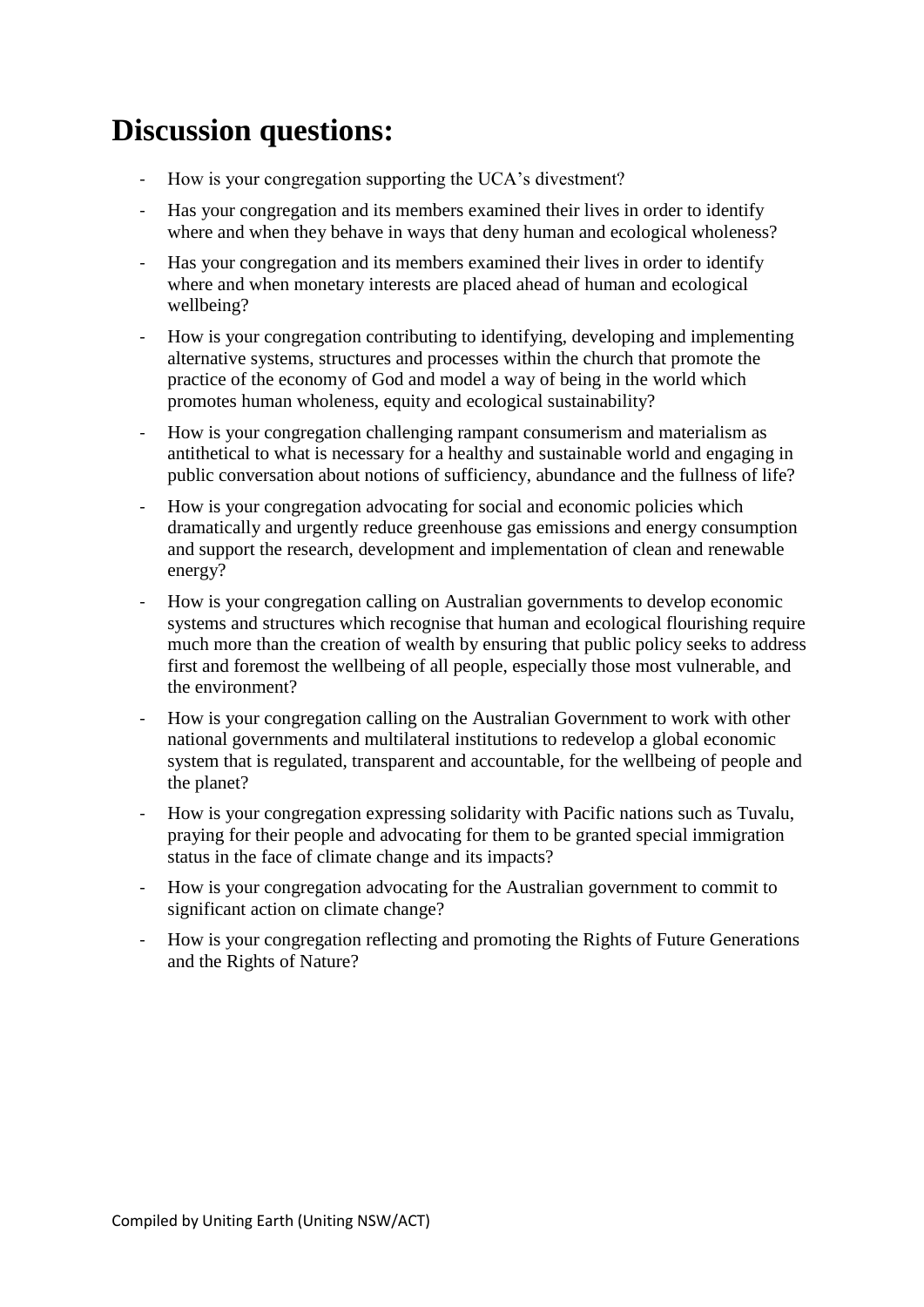# Discussion questions:

- How is your congregation supporting the UCA's divestment?
- Has your congregation and its members examined their lives in order to identify where and when they behave in ways that deny human and ecological wholeness?
- Has your congregation and its members examined their lives in order to identify where and when monetary interests are placed ahead of human and ecological wellbeing?
- How is your congregation contributing to identifying, developing and implementing alternative systems, structures and processes within the church that promote the practice of the economy of God and model a way of being in the world which promotes human wholeness, equity and ecological sustainability?
- How is your congregation challenging rampant consumerism and materialism as antithetical to what is necessary for a healthy and sustainable world and engaging in public conversation about notions of sufficiency, abundance and the fullness of life?
- How is your congregation advocating for social and economic policies which dramatically and urgently reduce greenhouse gas emissions and energy consumption and support the research, development and implementation of clean and renewable energy?
- How is your congregation calling on Australian governments to develop economic systems and structures which recognise that human and ecological flourishing require much more than the creation of wealth by ensuring that public policy seeks to address first and foremost the wellbeing of all people, especially those most vulnerable, and the environment?
- How is your congregation calling on the Australian Government to work with other national governments and multilateral institutions to redevelop a global economic system that is regulated, transparent and accountable, for the wellbeing of people and the planet?
- How is your congregation expressing solidarity with Pacific nations such as Tuvalu, praying for their people and advocating for them to be granted special immigration status in the face of climate change and its impacts?
- How is your congregation advocating for the Australian government to commit to significant action on climate change?
- How is your congregation reflecting and promoting the Rights of Future Generations and the Rights of Nature?

Compiled by Uniting Earth (Uniting NSW/ACT)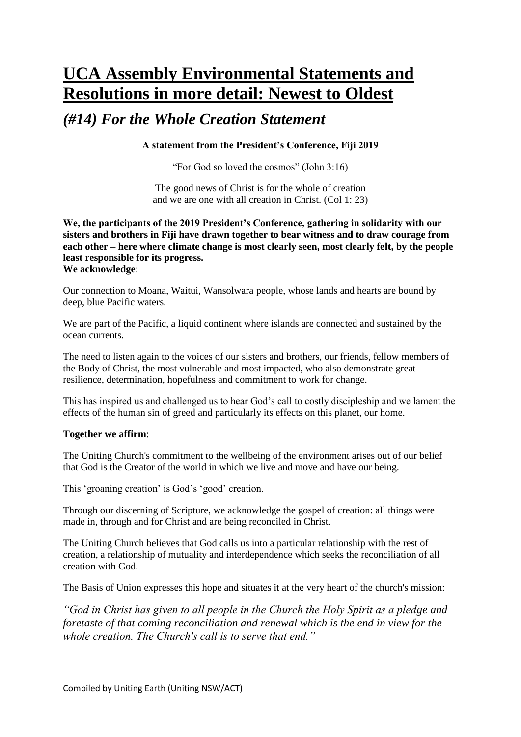# UCA Assembly Environmental Statements and Resolutions in more detail: Newest to Oldest

## *(#14) For the Whole Creation Statement*

**A statement from the President's Conference, Fiji 2019**

"For God so loved the cosmos" (John 3:16)

The good news of Christ is for the whole of creation
and we are one with all creation in Christ. (Col 1: 23)

**We, the participants of the 2019 President's Conference, gathering in solidarity with our sisters and brothers in Fiji have drawn together to bear witness and to draw courage from each other – here where climate change is most clearly seen, most clearly felt, by the people least responsible for its progress.**
**We acknowledge**:

Our connection to Moana, Waitui, Wansolwara people, whose lands and hearts are bound by deep, blue Pacific waters.

We are part of the Pacific, a liquid continent where islands are connected and sustained by the ocean currents.

The need to listen again to the voices of our sisters and brothers, our friends, fellow members of the Body of Christ, the most vulnerable and most impacted, who also demonstrate great resilience, determination, hopefulness and commitment to work for change.

This has inspired us and challenged us to hear God's call to costly discipleship and we lament the effects of the human sin of greed and particularly its effects on this planet, our home.

**Together we affirm**:

The Uniting Church's commitment to the wellbeing of the environment arises out of our belief that God is the Creator of the world in which we live and move and have our being.

This 'groaning creation' is God's 'good' creation.

Through our discerning of Scripture, we acknowledge the gospel of creation: all things were made in, through and for Christ and are being reconciled in Christ.

The Uniting Church believes that God calls us into a particular relationship with the rest of creation, a relationship of mutuality and interdependence which seeks the reconciliation of all creation with God.

The Basis of Union expresses this hope and situates it at the very heart of the church's mission:

*"God in Christ has given to all people in the Church the Holy Spirit as a pledge and foretaste of that coming reconciliation and renewal which is the end in view for the whole creation. The Church's call is to serve that end."*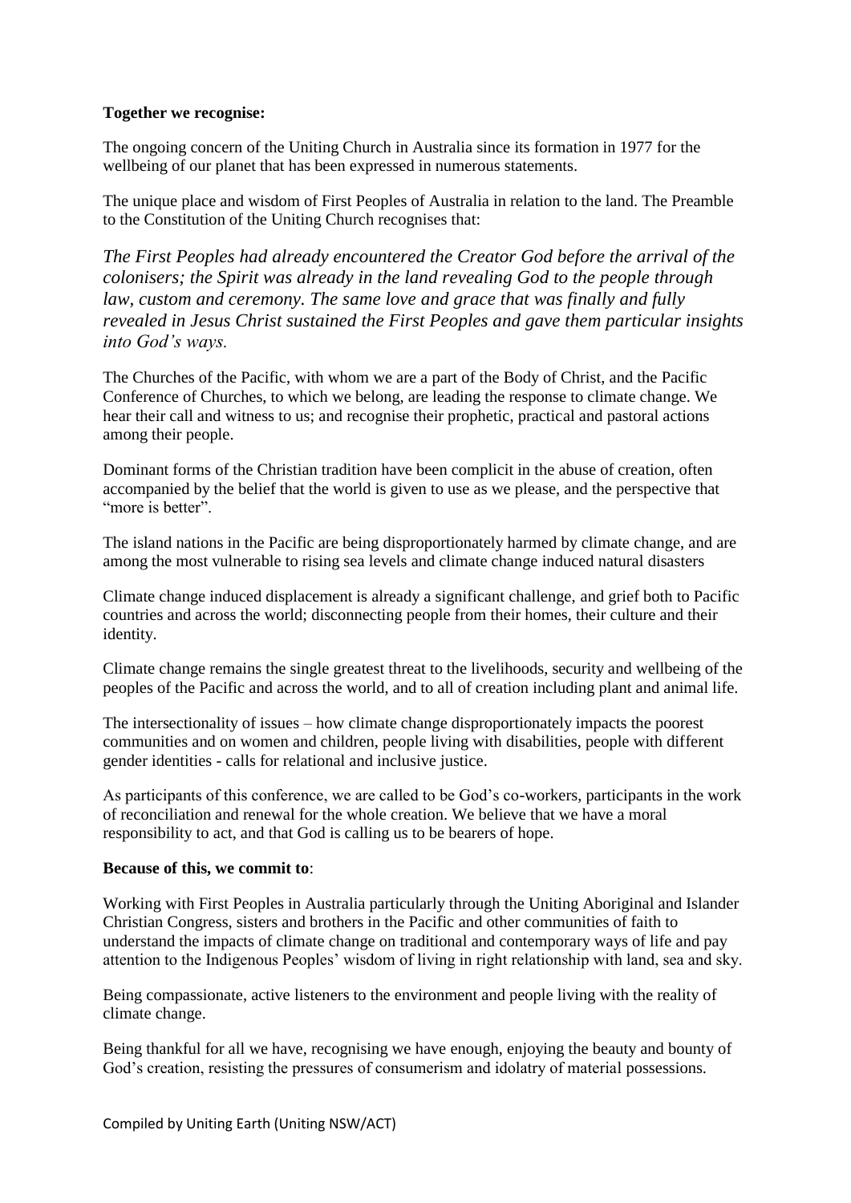**Together we recognise:**

The ongoing concern of the Uniting Church in Australia since its formation in 1977 for the wellbeing of our planet that has been expressed in numerous statements.

The unique place and wisdom of First Peoples of Australia in relation to the land. The Preamble to the Constitution of the Uniting Church recognises that:

*The First Peoples had already encountered the Creator God before the arrival of the colonisers; the Spirit was already in the land revealing God to the people through law, custom and ceremony. The same love and grace that was finally and fully revealed in Jesus Christ sustained the First Peoples and gave them particular insights into God's ways.*

The Churches of the Pacific, with whom we are a part of the Body of Christ, and the Pacific Conference of Churches, to which we belong, are leading the response to climate change. We hear their call and witness to us; and recognise their prophetic, practical and pastoral actions among their people.

Dominant forms of the Christian tradition have been complicit in the abuse of creation, often accompanied by the belief that the world is given to use as we please, and the perspective that "more is better".

The island nations in the Pacific are being disproportionately harmed by climate change, and are among the most vulnerable to rising sea levels and climate change induced natural disasters

Climate change induced displacement is already a significant challenge, and grief both to Pacific countries and across the world; disconnecting people from their homes, their culture and their identity.

Climate change remains the single greatest threat to the livelihoods, security and wellbeing of the peoples of the Pacific and across the world, and to all of creation including plant and animal life.

The intersectionality of issues – how climate change disproportionately impacts the poorest communities and on women and children, people living with disabilities, people with different gender identities - calls for relational and inclusive justice.

As participants of this conference, we are called to be God's co-workers, participants in the work of reconciliation and renewal for the whole creation. We believe that we have a moral responsibility to act, and that God is calling us to be bearers of hope.

**Because of this, we commit to**:

Working with First Peoples in Australia particularly through the Uniting Aboriginal and Islander Christian Congress, sisters and brothers in the Pacific and other communities of faith to understand the impacts of climate change on traditional and contemporary ways of life and pay attention to the Indigenous Peoples' wisdom of living in right relationship with land, sea and sky.

Being compassionate, active listeners to the environment and people living with the reality of climate change.

Being thankful for all we have, recognising we have enough, enjoying the beauty and bounty of God's creation, resisting the pressures of consumerism and idolatry of material possessions.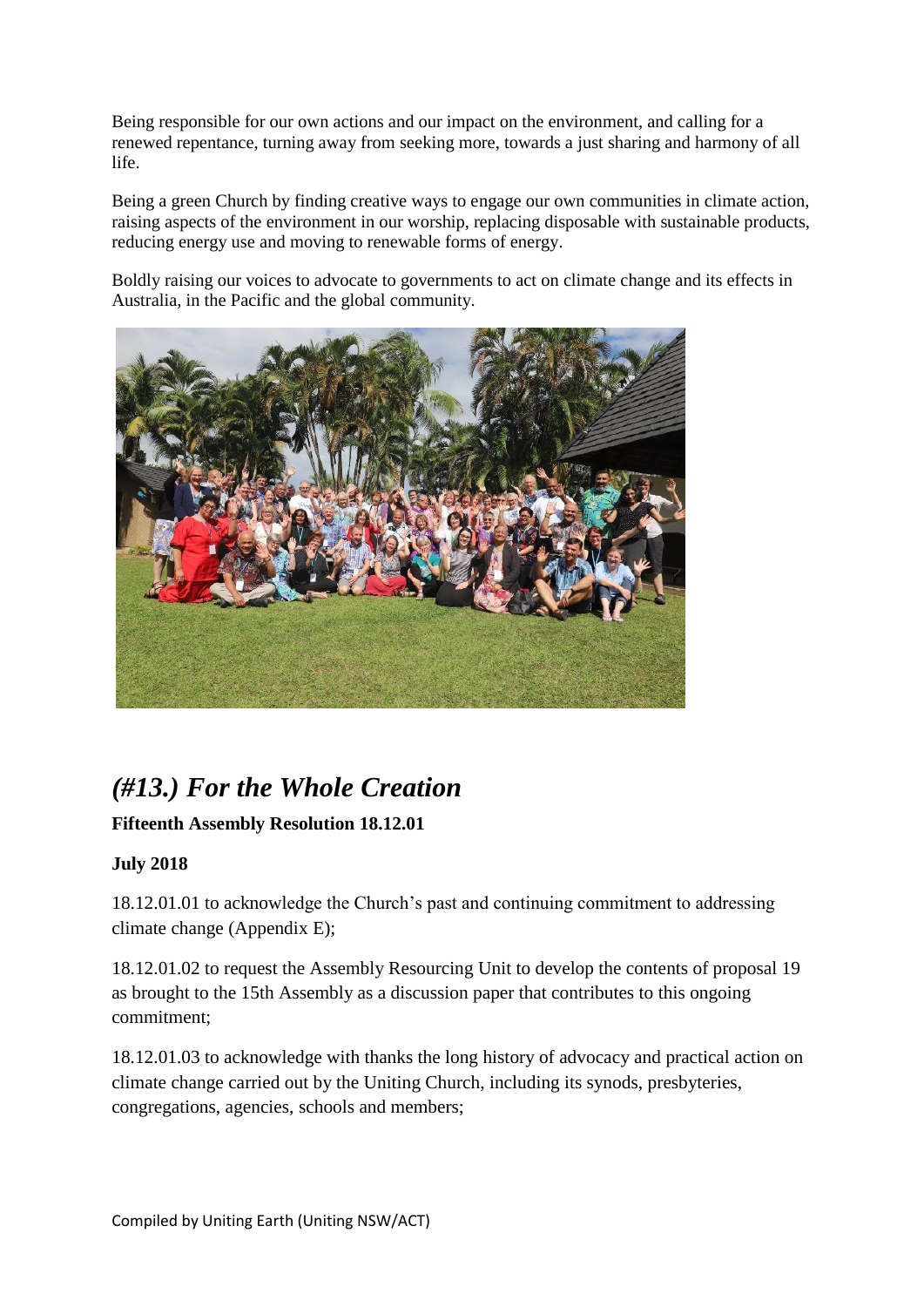Being responsible for our own actions and our impact on the environment, and calling for a renewed repentance, turning away from seeking more, towards a just sharing and harmony of all life.

Being a green Church by finding creative ways to engage our own communities in climate action, raising aspects of the environment in our worship, replacing disposable with sustainable products, reducing energy use and moving to renewable forms of energy.

Boldly raising our voices to advocate to governments to act on climate change and its effects in Australia, in the Pacific and the global community.

## *(#13.) For the Whole Creation*

**Fifteenth Assembly Resolution 18.12.01**

**July 2018**

18.12.01.01 to acknowledge the Church's past and continuing commitment to addressing climate change (Appendix E);

18.12.01.02 to request the Assembly Resourcing Unit to develop the contents of proposal 19 as brought to the 15th Assembly as a discussion paper that contributes to this ongoing commitment;

18.12.01.03 to acknowledge with thanks the long history of advocacy and practical action on climate change carried out by the Uniting Church, including its synods, presbyteries, congregations, agencies, schools and members;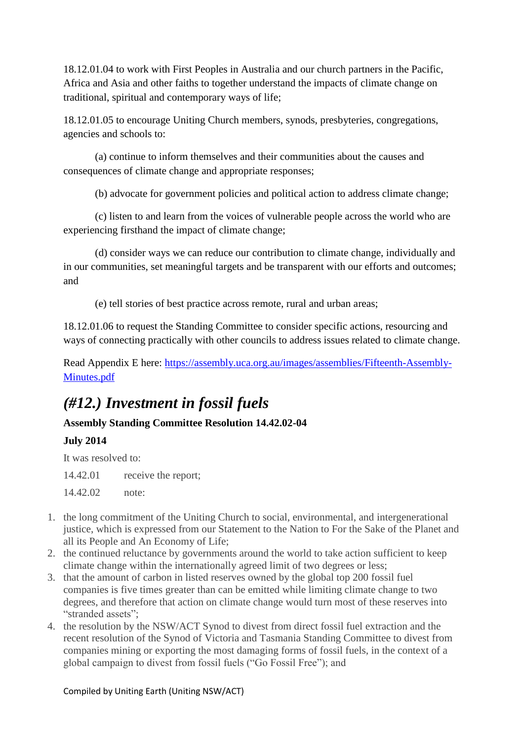18.12.01.04 to work with First Peoples in Australia and our church partners in the Pacific, Africa and Asia and other faiths to together understand the impacts of climate change on traditional, spiritual and contemporary ways of life;

18.12.01.05 to encourage Uniting Church members, synods, presbyteries, congregations, agencies and schools to:

(a) continue to inform themselves and their communities about the causes and consequences of climate change and appropriate responses;

(b) advocate for government policies and political action to address climate change;

(c) listen to and learn from the voices of vulnerable people across the world who are experiencing firsthand the impact of climate change;

(d) consider ways we can reduce our contribution to climate change, individually and in our communities, set meaningful targets and be transparent with our efforts and outcomes; and

(e) tell stories of best practice across remote, rural and urban areas;

18.12.01.06 to request the Standing Committee to consider specific actions, resourcing and ways of connecting practically with other councils to address issues related to climate change.

Read Appendix E here: [https://assembly.uca.org.au/images/assemblies/Fifteenth-Assembly-Minutes.pdf](https://assembly.uca.org.au/images/assemblies/Fifteenth-Assembly-Minutes.pdf)

## *(#12.) Investment in fossil fuels*

**Assembly Standing Committee Resolution 14.42.02-04**

**July 2014**

It was resolved to:

14.42.01 receive the report;

14.42.02 note:

1. the long commitment of the Uniting Church to social, environmental, and intergenerational justice, which is expressed from our Statement to the Nation to For the Sake of the Planet and all its People and An Economy of Life;
2. the continued reluctance by governments around the world to take action sufficient to keep climate change within the internationally agreed limit of two degrees or less;
3. that the amount of carbon in listed reserves owned by the global top 200 fossil fuel companies is five times greater than can be emitted while limiting climate change to two degrees, and therefore that action on climate change would turn most of these reserves into "stranded assets";
4. the resolution by the NSW/ACT Synod to divest from direct fossil fuel extraction and the recent resolution of the Synod of Victoria and Tasmania Standing Committee to divest from companies mining or exporting the most damaging forms of fossil fuels, in the context of a global campaign to divest from fossil fuels ("Go Fossil Free"); and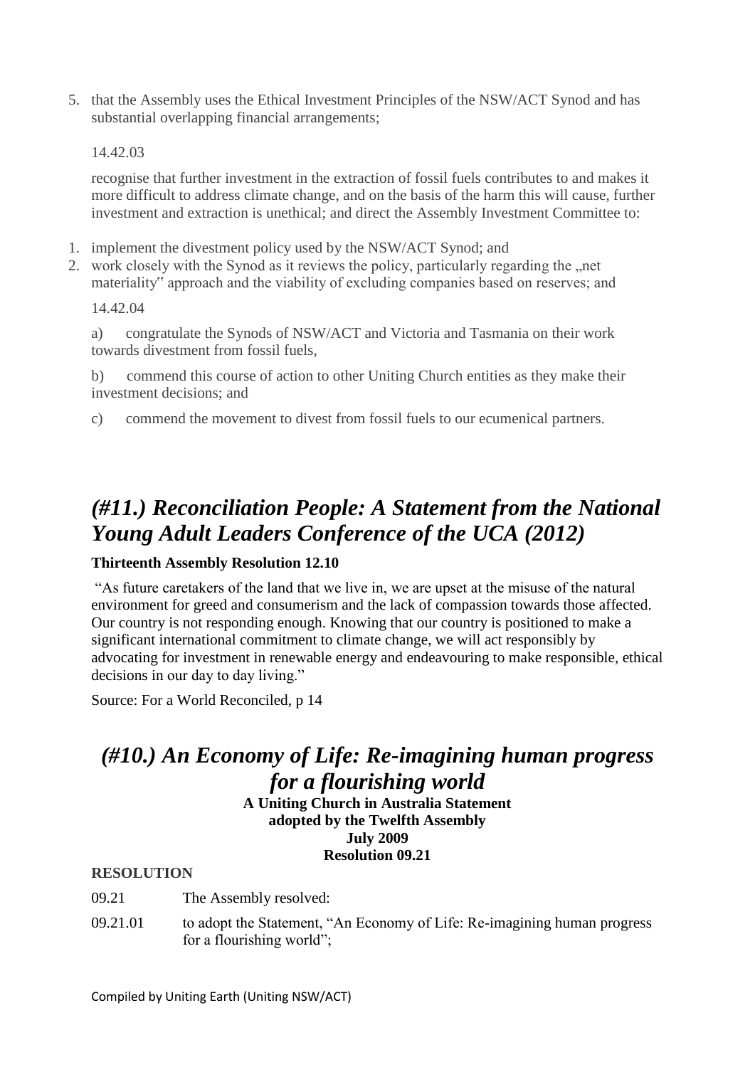5. that the Assembly uses the Ethical Investment Principles of the NSW/ACT Synod and has substantial overlapping financial arrangements;

14.42.03

recognise that further investment in the extraction of fossil fuels contributes to and makes it more difficult to address climate change, and on the basis of the harm this will cause, further investment and extraction is unethical; and direct the Assembly Investment Committee to:

1. implement the divestment policy used by the NSW/ACT Synod; and
2. work closely with the Synod as it reviews the policy, particularly regarding the „net materiality" approach and the viability of excluding companies based on reserves; and

14.42.04

a) congratulate the Synods of NSW/ACT and Victoria and Tasmania on their work towards divestment from fossil fuels,

b) commend this course of action to other Uniting Church entities as they make their investment decisions; and

c) commend the movement to divest from fossil fuels to our ecumenical partners.

## *(#11.) Reconciliation People: A Statement from the National Young Adult Leaders Conference of the UCA (2012)*

**Thirteenth Assembly Resolution 12.10**

"As future caretakers of the land that we live in, we are upset at the misuse of the natural environment for greed and consumerism and the lack of compassion towards those affected. Our country is not responding enough. Knowing that our country is positioned to make a significant international commitment to climate change, we will act responsibly by advocating for investment in renewable energy and endeavouring to make responsible, ethical decisions in our day to day living."

Source: For a World Reconciled, p 14

## *(#10.) An Economy of Life: Re-imagining human progress for a flourishing world*

**A Uniting Church in Australia Statement**
**adopted by the Twelfth Assembly**
**July 2009**
**Resolution 09.21**

**RESOLUTION**

09.21 The Assembly resolved:

09.21.01 to adopt the Statement, "An Economy of Life: Re-imagining human progress for a flourishing world";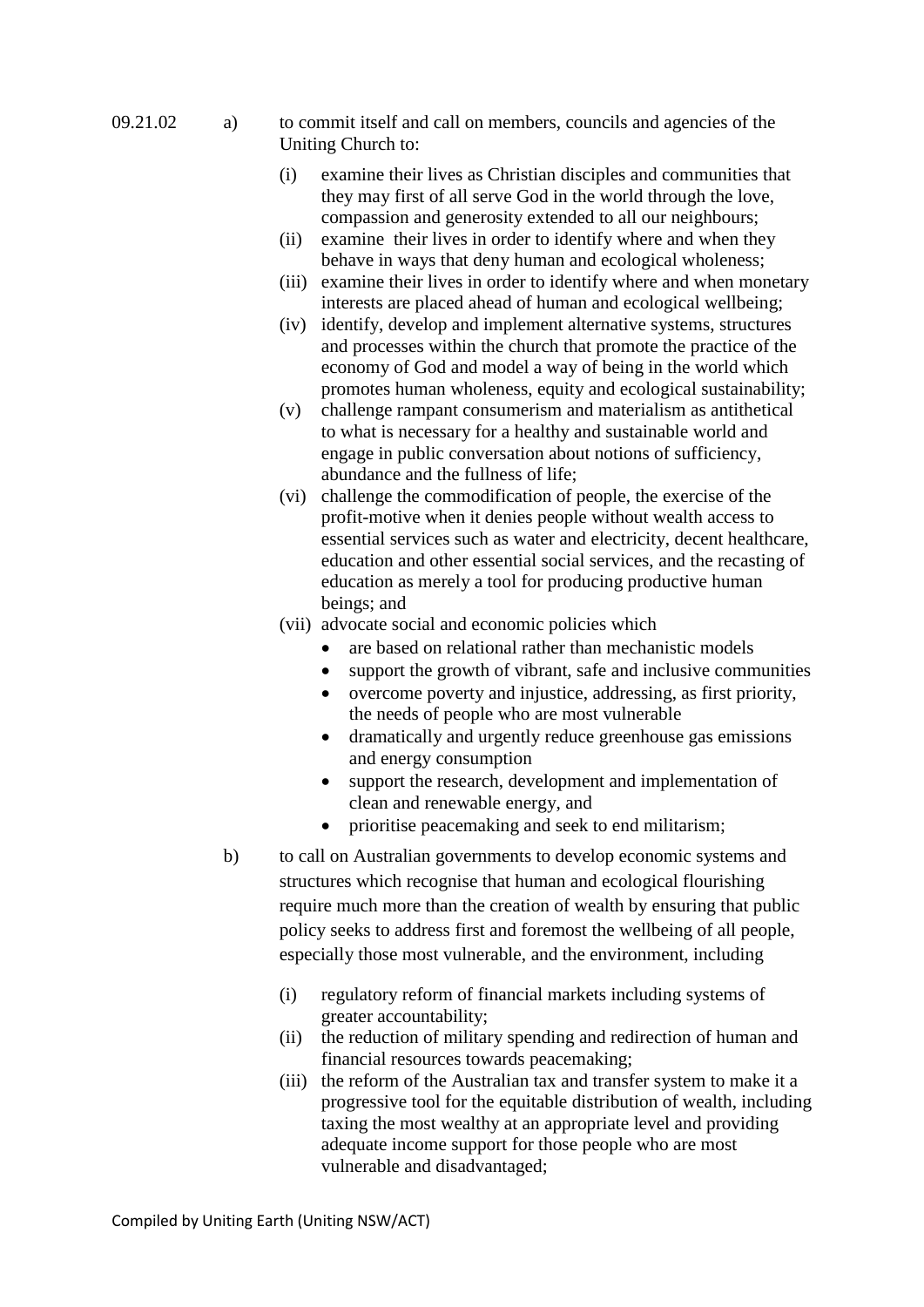09.21.02 a) to commit itself and call on members, councils and agencies of the Uniting Church to:

(i) examine their lives as Christian disciples and communities that they may first of all serve God in the world through the love, compassion and generosity extended to all our neighbours;

(ii) examine their lives in order to identify where and when they behave in ways that deny human and ecological wholeness;

(iii) examine their lives in order to identify where and when monetary interests are placed ahead of human and ecological wellbeing;

(iv) identify, develop and implement alternative systems, structures and processes within the church that promote the practice of the economy of God and model a way of being in the world which promotes human wholeness, equity and ecological sustainability;

(v) challenge rampant consumerism and materialism as antithetical to what is necessary for a healthy and sustainable world and engage in public conversation about notions of sufficiency, abundance and the fullness of life;

(vi) challenge the commodification of people, the exercise of the profit-motive when it denies people without wealth access to essential services such as water and electricity, decent healthcare, education and other essential social services, and the recasting of education as merely a tool for producing productive human beings; and

(vii) advocate social and economic policies which

- are based on relational rather than mechanistic models
- support the growth of vibrant, safe and inclusive communities
- overcome poverty and injustice, addressing, as first priority, the needs of people who are most vulnerable
- dramatically and urgently reduce greenhouse gas emissions and energy consumption
- support the research, development and implementation of clean and renewable energy, and
- prioritise peacemaking and seek to end militarism;

b) to call on Australian governments to develop economic systems and structures which recognise that human and ecological flourishing require much more than the creation of wealth by ensuring that public policy seeks to address first and foremost the wellbeing of all people, especially those most vulnerable, and the environment, including

(i) regulatory reform of financial markets including systems of greater accountability;

(ii) the reduction of military spending and redirection of human and financial resources towards peacemaking;

(iii) the reform of the Australian tax and transfer system to make it a progressive tool for the equitable distribution of wealth, including taxing the most wealthy at an appropriate level and providing adequate income support for those people who are most vulnerable and disadvantaged;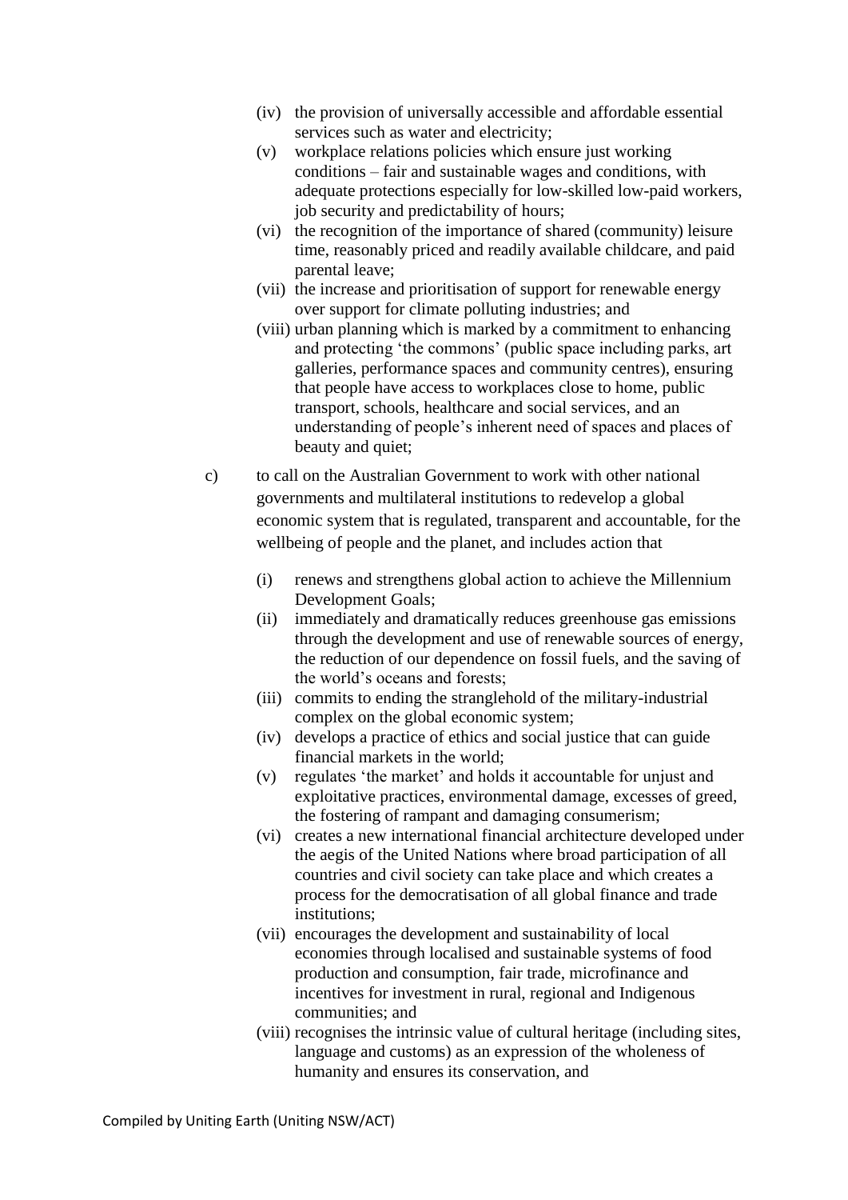- (iv) the provision of universally accessible and affordable essential services such as water and electricity;
   - (v) workplace relations policies which ensure just working conditions – fair and sustainable wages and conditions, with adequate protections especially for low-skilled low-paid workers, job security and predictability of hours;
   - (vi) the recognition of the importance of shared (community) leisure time, reasonably priced and readily available childcare, and paid parental leave;
   - (vii) the increase and prioritisation of support for renewable energy over support for climate polluting industries; and
   - (viii) urban planning which is marked by a commitment to enhancing and protecting 'the commons' (public space including parks, art galleries, performance spaces and community centres), ensuring that people have access to workplaces close to home, public transport, schools, healthcare and social services, and an understanding of people's inherent need of spaces and places of beauty and quiet;

c) to call on the Australian Government to work with other national governments and multilateral institutions to redevelop a global economic system that is regulated, transparent and accountable, for the wellbeing of people and the planet, and includes action that

   - (i) renews and strengthens global action to achieve the Millennium Development Goals;
   - (ii) immediately and dramatically reduces greenhouse gas emissions through the development and use of renewable sources of energy, the reduction of our dependence on fossil fuels, and the saving of the world's oceans and forests;
   - (iii) commits to ending the stranglehold of the military-industrial complex on the global economic system;
   - (iv) develops a practice of ethics and social justice that can guide financial markets in the world;
   - (v) regulates 'the market' and holds it accountable for unjust and exploitative practices, environmental damage, excesses of greed, the fostering of rampant and damaging consumerism;
   - (vi) creates a new international financial architecture developed under the aegis of the United Nations where broad participation of all countries and civil society can take place and which creates a process for the democratisation of all global finance and trade institutions;
   - (vii) encourages the development and sustainability of local economies through localised and sustainable systems of food production and consumption, fair trade, microfinance and incentives for investment in rural, regional and Indigenous communities; and
   - (viii) recognises the intrinsic value of cultural heritage (including sites, language and customs) as an expression of the wholeness of humanity and ensures its conservation, and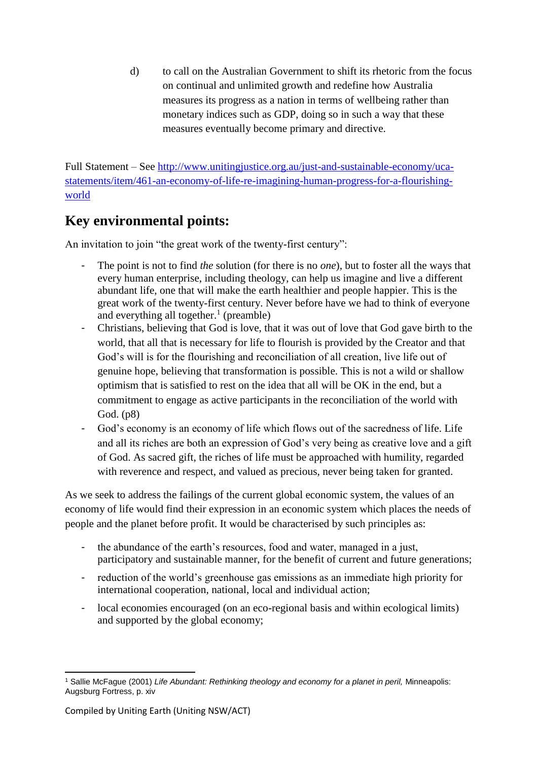d) to call on the Australian Government to shift its rhetoric from the focus on continual and unlimited growth and redefine how Australia measures its progress as a nation in terms of wellbeing rather than monetary indices such as GDP, doing so in such a way that these measures eventually become primary and directive.

Full Statement – See [http://www.unitingjustice.org.au/just-and-sustainable-economy/uca-statements/item/461-an-economy-of-life-re-imagining-human-progress-for-a-flourishing-world](http://www.unitingjustice.org.au/just-and-sustainable-economy/uca-statements/item/461-an-economy-of-life-re-imagining-human-progress-for-a-flourishing-world)

## Key environmental points:

An invitation to join "the great work of the twenty-first century":

- The point is not to find *the* solution (for there is no *one*), but to foster all the ways that every human enterprise, including theology, can help us imagine and live a different abundant life, one that will make the earth healthier and people happier. This is the great work of the twenty-first century. Never before have we had to think of everyone and everything all together.[1] (preamble)
- Christians, believing that God is love, that it was out of love that God gave birth to the world, that all that is necessary for life to flourish is provided by the Creator and that God's will is for the flourishing and reconciliation of all creation, live life out of genuine hope, believing that transformation is possible. This is not a wild or shallow optimism that is satisfied to rest on the idea that all will be OK in the end, but a commitment to engage as active participants in the reconciliation of the world with God. (p8)
- God's economy is an economy of life which flows out of the sacredness of life. Life and all its riches are both an expression of God's very being as creative love and a gift of God. As sacred gift, the riches of life must be approached with humility, regarded with reverence and respect, and valued as precious, never being taken for granted.

As we seek to address the failings of the current global economic system, the values of an economy of life would find their expression in an economic system which places the needs of people and the planet before profit. It would be characterised by such principles as:

- the abundance of the earth's resources, food and water, managed in a just, participatory and sustainable manner, for the benefit of current and future generations;
- reduction of the world's greenhouse gas emissions as an immediate high priority for international cooperation, national, local and individual action;
- local economies encouraged (on an eco-regional basis and within ecological limits) and supported by the global economy;

[1] Sallie McFague (2001) *Life Abundant: Rethinking theology and economy for a planet in peril,* Minneapolis: Augsburg Fortress, p. xiv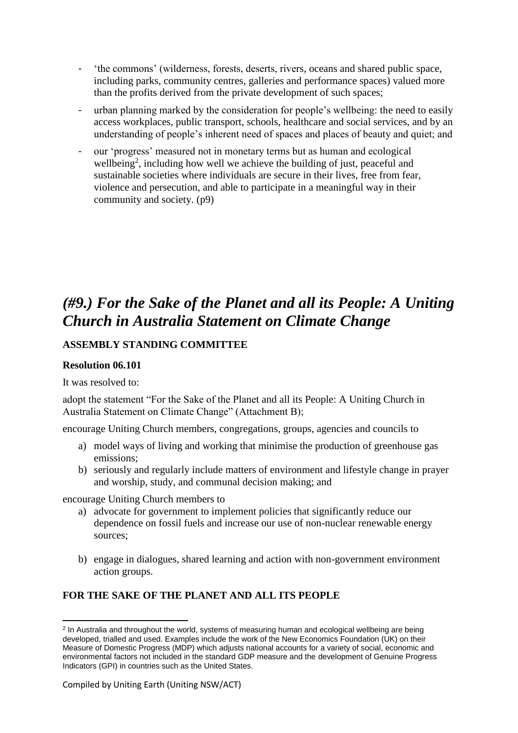- 'the commons' (wilderness, forests, deserts, rivers, oceans and shared public space, including parks, community centres, galleries and performance spaces) valued more than the profits derived from the private development of such spaces;
- urban planning marked by the consideration for people's wellbeing: the need to easily access workplaces, public transport, schools, healthcare and social services, and by an understanding of people's inherent need of spaces and places of beauty and quiet; and
- our 'progress' measured not in monetary terms but as human and ecological wellbeing[2], including how well we achieve the building of just, peaceful and sustainable societies where individuals are secure in their lives, free from fear, violence and persecution, and able to participate in a meaningful way in their community and society. (p9)

## *(#9.) For the Sake of the Planet and all its People: A Uniting Church in Australia Statement on Climate Change*

**ASSEMBLY STANDING COMMITTEE**

**Resolution 06.101**

It was resolved to:

adopt the statement "For the Sake of the Planet and all its People: A Uniting Church in Australia Statement on Climate Change" (Attachment B);

encourage Uniting Church members, congregations, groups, agencies and councils to

a) model ways of living and working that minimise the production of greenhouse gas emissions;
b) seriously and regularly include matters of environment and lifestyle change in prayer and worship, study, and communal decision making; and

encourage Uniting Church members to

a) advocate for government to implement policies that significantly reduce our dependence on fossil fuels and increase our use of non-nuclear renewable energy sources;
b) engage in dialogues, shared learning and action with non-government environment action groups.

**FOR THE SAKE OF THE PLANET AND ALL ITS PEOPLE**

[2] In Australia and throughout the world, systems of measuring human and ecological wellbeing are being developed, trialled and used. Examples include the work of the New Economics Foundation (UK) on their Measure of Domestic Progress (MDP) which adjusts national accounts for a variety of social, economic and environmental factors not included in the standard GDP measure and the development of Genuine Progress Indicators (GPI) in countries such as the United States.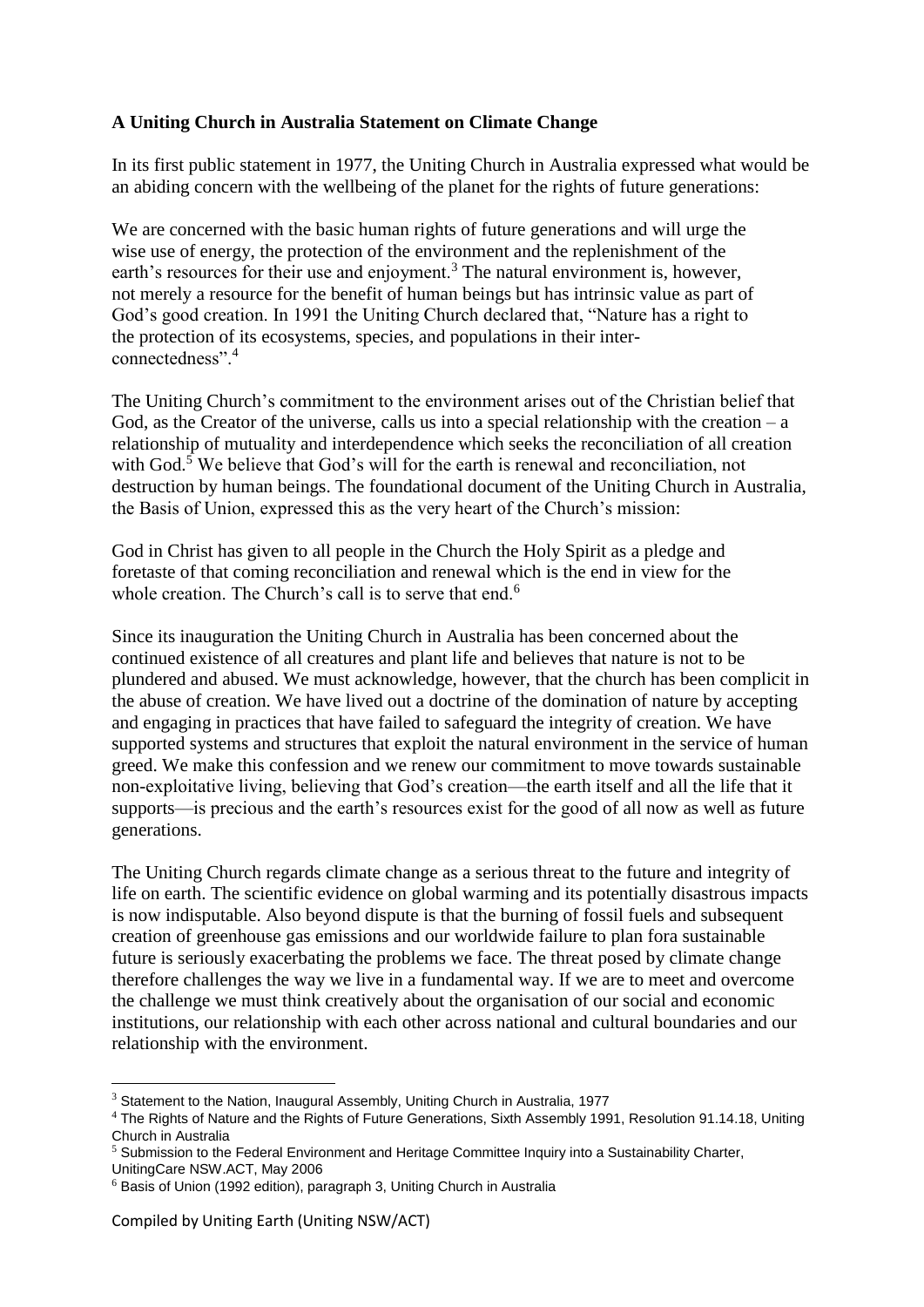**A Uniting Church in Australia Statement on Climate Change**

In its first public statement in 1977, the Uniting Church in Australia expressed what would be an abiding concern with the wellbeing of the planet for the rights of future generations:

We are concerned with the basic human rights of future generations and will urge the wise use of energy, the protection of the environment and the replenishment of the earth's resources for their use and enjoyment.[3] The natural environment is, however, not merely a resource for the benefit of human beings but has intrinsic value as part of God's good creation. In 1991 the Uniting Church declared that, "Nature has a right to the protection of its ecosystems, species, and populations in their inter-connectedness".[4]

The Uniting Church's commitment to the environment arises out of the Christian belief that God, as the Creator of the universe, calls us into a special relationship with the creation – a relationship of mutuality and interdependence which seeks the reconciliation of all creation with God.[5] We believe that God's will for the earth is renewal and reconciliation, not destruction by human beings. The foundational document of the Uniting Church in Australia, the Basis of Union, expressed this as the very heart of the Church's mission:

God in Christ has given to all people in the Church the Holy Spirit as a pledge and foretaste of that coming reconciliation and renewal which is the end in view for the whole creation. The Church's call is to serve that end.[6]

Since its inauguration the Uniting Church in Australia has been concerned about the continued existence of all creatures and plant life and believes that nature is not to be plundered and abused. We must acknowledge, however, that the church has been complicit in the abuse of creation. We have lived out a doctrine of the domination of nature by accepting and engaging in practices that have failed to safeguard the integrity of creation. We have supported systems and structures that exploit the natural environment in the service of human greed. We make this confession and we renew our commitment to move towards sustainable non-exploitative living, believing that God's creation—the earth itself and all the life that it supports—is precious and the earth's resources exist for the good of all now as well as future generations.

The Uniting Church regards climate change as a serious threat to the future and integrity of life on earth. The scientific evidence on global warming and its potentially disastrous impacts is now indisputable. Also beyond dispute is that the burning of fossil fuels and subsequent creation of greenhouse gas emissions and our worldwide failure to plan fora sustainable future is seriously exacerbating the problems we face. The threat posed by climate change therefore challenges the way we live in a fundamental way. If we are to meet and overcome the challenge we must think creatively about the organisation of our social and economic institutions, our relationship with each other across national and cultural boundaries and our relationship with the environment.

---

[3] Statement to the Nation, Inaugural Assembly, Uniting Church in Australia, 1977

[4] The Rights of Nature and the Rights of Future Generations, Sixth Assembly 1991, Resolution 91.14.18, Uniting Church in Australia

[5] Submission to the Federal Environment and Heritage Committee Inquiry into a Sustainability Charter, UnitingCare NSW.ACT, May 2006

[6] Basis of Union (1992 edition), paragraph 3, Uniting Church in Australia

Compiled by Uniting Earth (Uniting NSW/ACT)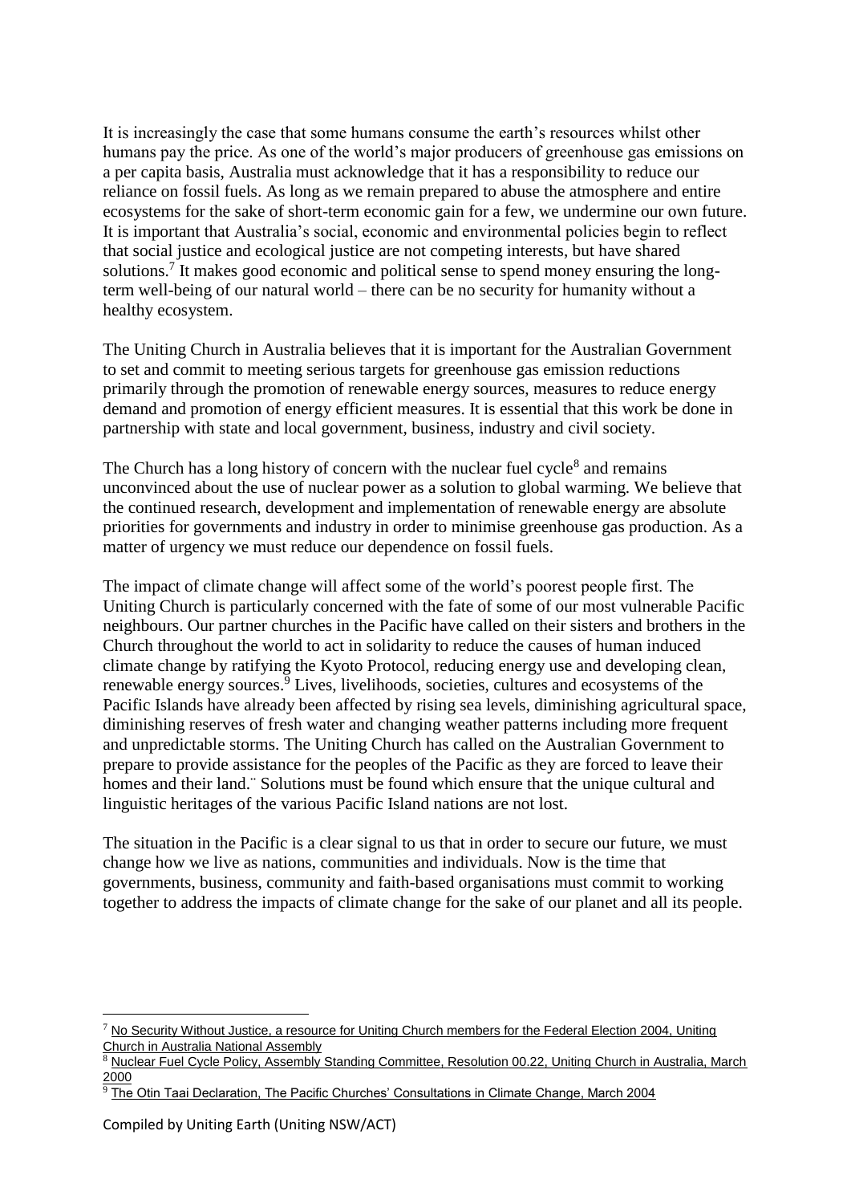It is increasingly the case that some humans consume the earth's resources whilst other humans pay the price. As one of the world's major producers of greenhouse gas emissions on a per capita basis, Australia must acknowledge that it has a responsibility to reduce our reliance on fossil fuels. As long as we remain prepared to abuse the atmosphere and entire ecosystems for the sake of short-term economic gain for a few, we undermine our own future. It is important that Australia's social, economic and environmental policies begin to reflect that social justice and ecological justice are not competing interests, but have shared solutions.[7] It makes good economic and political sense to spend money ensuring the long-term well-being of our natural world – there can be no security for humanity without a healthy ecosystem.

The Uniting Church in Australia believes that it is important for the Australian Government to set and commit to meeting serious targets for greenhouse gas emission reductions primarily through the promotion of renewable energy sources, measures to reduce energy demand and promotion of energy efficient measures. It is essential that this work be done in partnership with state and local government, business, industry and civil society.

The Church has a long history of concern with the nuclear fuel cycle[8] and remains unconvinced about the use of nuclear power as a solution to global warming. We believe that the continued research, development and implementation of renewable energy are absolute priorities for governments and industry in order to minimise greenhouse gas production. As a matter of urgency we must reduce our dependence on fossil fuels.

The impact of climate change will affect some of the world's poorest people first. The Uniting Church is particularly concerned with the fate of some of our most vulnerable Pacific neighbours. Our partner churches in the Pacific have called on their sisters and brothers in the Church throughout the world to act in solidarity to reduce the causes of human induced climate change by ratifying the Kyoto Protocol, reducing energy use and developing clean, renewable energy sources.[9] Lives, livelihoods, societies, cultures and ecosystems of the Pacific Islands have already been affected by rising sea levels, diminishing agricultural space, diminishing reserves of fresh water and changing weather patterns including more frequent and unpredictable storms. The Uniting Church has called on the Australian Government to prepare to provide assistance for the peoples of the Pacific as they are forced to leave their homes and their land.¨ Solutions must be found which ensure that the unique cultural and linguistic heritages of the various Pacific Island nations are not lost.

The situation in the Pacific is a clear signal to us that in order to secure our future, we must change how we live as nations, communities and individuals. Now is the time that governments, business, community and faith-based organisations must commit to working together to address the impacts of climate change for the sake of our planet and all its people.

---

[7] No Security Without Justice, a resource for Uniting Church members for the Federal Election 2004, Uniting Church in Australia National Assembly

[8] Nuclear Fuel Cycle Policy, Assembly Standing Committee, Resolution 00.22, Uniting Church in Australia, March 2000

[9] The Otin Taai Declaration, The Pacific Churches' Consultations in Climate Change, March 2004

Compiled by Uniting Earth (Uniting NSW/ACT)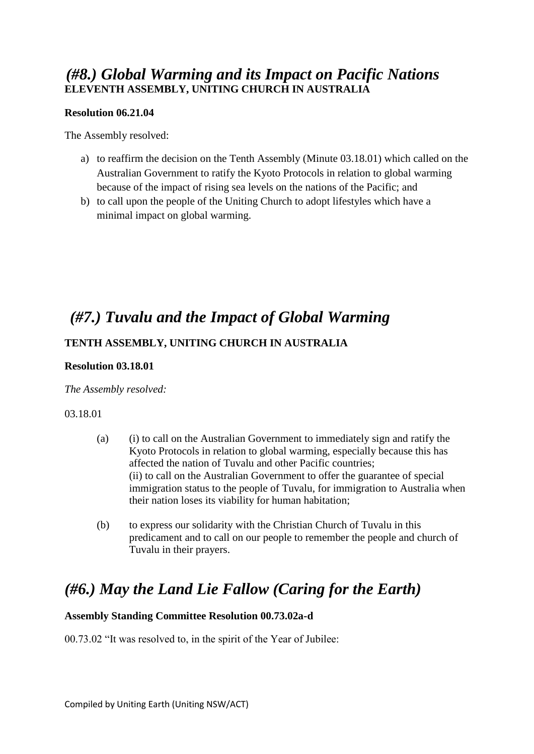## *(#8.) Global Warming and its Impact on Pacific Nations*
**ELEVENTH ASSEMBLY, UNITING CHURCH IN AUSTRALIA**

**Resolution 06.21.04**

The Assembly resolved:

a) to reaffirm the decision on the Tenth Assembly (Minute 03.18.01) which called on the Australian Government to ratify the Kyoto Protocols in relation to global warming because of the impact of rising sea levels on the nations of the Pacific; and
b) to call upon the people of the Uniting Church to adopt lifestyles which have a minimal impact on global warming.

## *(#7.) Tuvalu and the Impact of Global Warming*

**TENTH ASSEMBLY, UNITING CHURCH IN AUSTRALIA**

**Resolution 03.18.01**

*The Assembly resolved:*

03.18.01

(a) (i) to call on the Australian Government to immediately sign and ratify the Kyoto Protocols in relation to global warming, especially because this has affected the nation of Tuvalu and other Pacific countries;
(ii) to call on the Australian Government to offer the guarantee of special immigration status to the people of Tuvalu, for immigration to Australia when their nation loses its viability for human habitation;

(b) to express our solidarity with the Christian Church of Tuvalu in this predicament and to call on our people to remember the people and church of Tuvalu in their prayers.

## *(#6.) May the Land Lie Fallow (Caring for the Earth)*

**Assembly Standing Committee Resolution 00.73.02a-d**

00.73.02 "It was resolved to, in the spirit of the Year of Jubilee: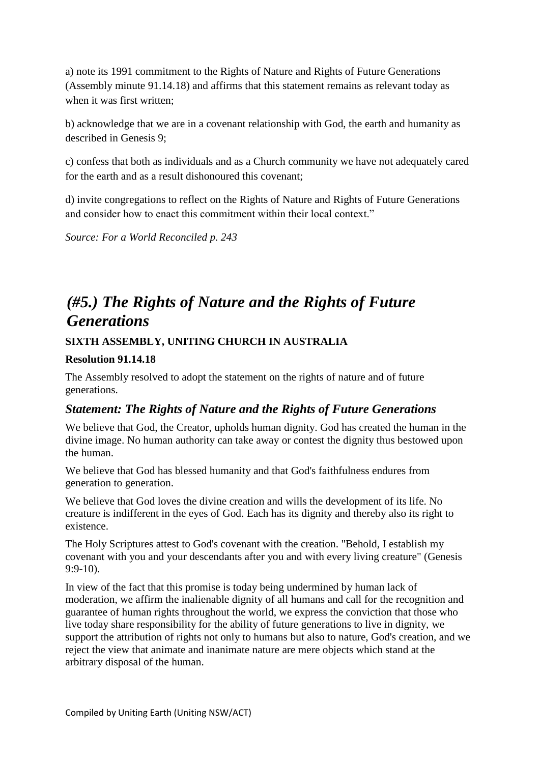a) note its 1991 commitment to the Rights of Nature and Rights of Future Generations (Assembly minute 91.14.18) and affirms that this statement remains as relevant today as when it was first written;

b) acknowledge that we are in a covenant relationship with God, the earth and humanity as described in Genesis 9;

c) confess that both as individuals and as a Church community we have not adequately cared for the earth and as a result dishonoured this covenant;

d) invite congregations to reflect on the Rights of Nature and Rights of Future Generations and consider how to enact this commitment within their local context."

*Source: For a World Reconciled p. 243*

## *(#5.) The Rights of Nature and the Rights of Future Generations*

**SIXTH ASSEMBLY, UNITING CHURCH IN AUSTRALIA**

**Resolution 91.14.18**

The Assembly resolved to adopt the statement on the rights of nature and of future generations.

### *Statement: The Rights of Nature and the Rights of Future Generations*

We believe that God, the Creator, upholds human dignity. God has created the human in the divine image. No human authority can take away or contest the dignity thus bestowed upon the human.

We believe that God has blessed humanity and that God's faithfulness endures from generation to generation.

We believe that God loves the divine creation and wills the development of its life. No creature is indifferent in the eyes of God. Each has its dignity and thereby also its right to existence.

The Holy Scriptures attest to God's covenant with the creation. "Behold, I establish my covenant with you and your descendants after you and with every living creature" (Genesis 9:9-10).

In view of the fact that this promise is today being undermined by human lack of moderation, we affirm the inalienable dignity of all humans and call for the recognition and guarantee of human rights throughout the world, we express the conviction that those who live today share responsibility for the ability of future generations to live in dignity, we support the attribution of rights not only to humans but also to nature, God's creation, and we reject the view that animate and inanimate nature are mere objects which stand at the arbitrary disposal of the human.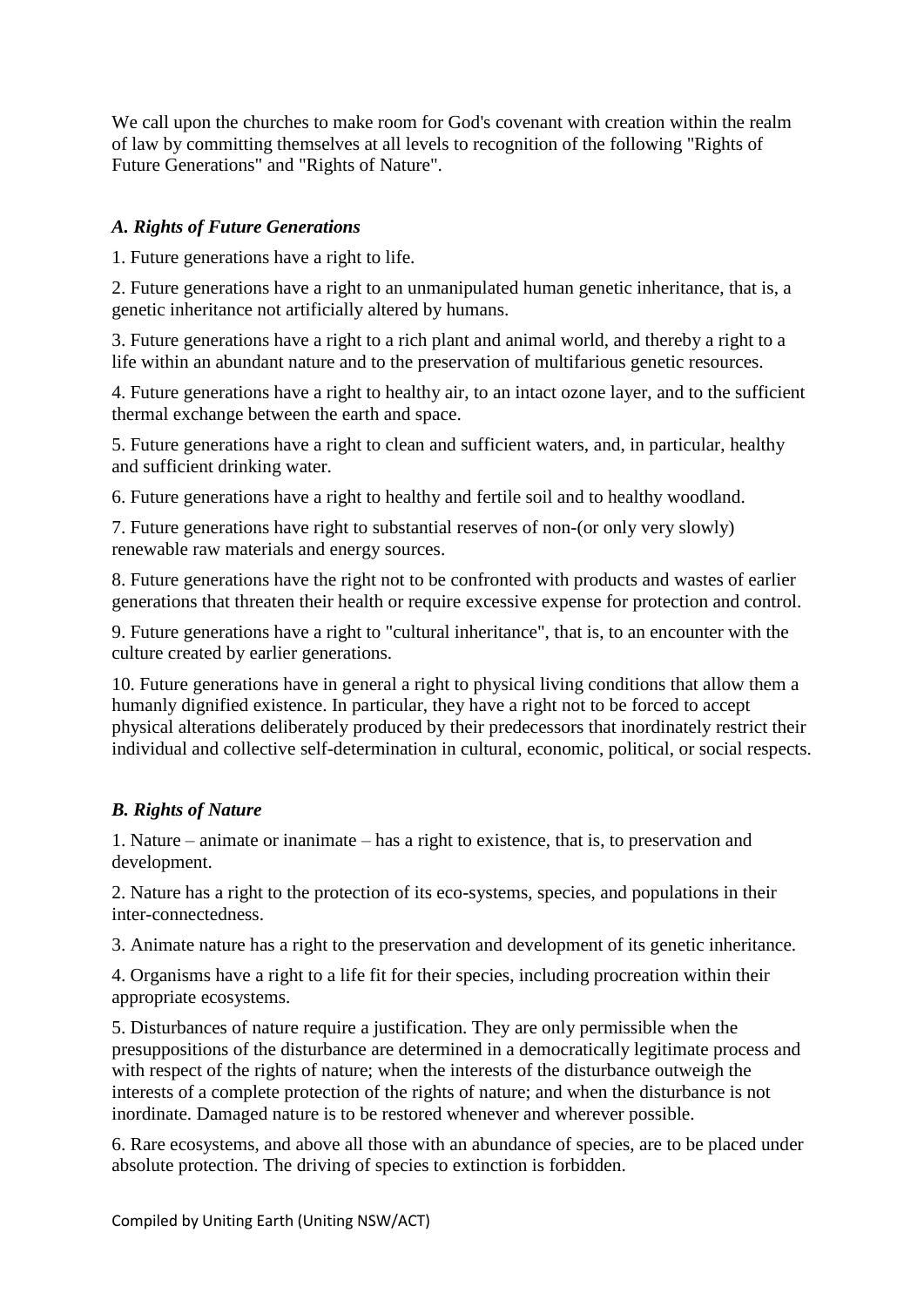We call upon the churches to make room for God's covenant with creation within the realm of law by committing themselves at all levels to recognition of the following "Rights of Future Generations" and "Rights of Nature".

### *A. Rights of Future Generations*

1. Future generations have a right to life.

2. Future generations have a right to an unmanipulated human genetic inheritance, that is, a genetic inheritance not artificially altered by humans.

3. Future generations have a right to a rich plant and animal world, and thereby a right to a life within an abundant nature and to the preservation of multifarious genetic resources.

4. Future generations have a right to healthy air, to an intact ozone layer, and to the sufficient thermal exchange between the earth and space.

5. Future generations have a right to clean and sufficient waters, and, in particular, healthy and sufficient drinking water.

6. Future generations have a right to healthy and fertile soil and to healthy woodland.

7. Future generations have right to substantial reserves of non-(or only very slowly) renewable raw materials and energy sources.

8. Future generations have the right not to be confronted with products and wastes of earlier generations that threaten their health or require excessive expense for protection and control.

9. Future generations have a right to "cultural inheritance", that is, to an encounter with the culture created by earlier generations.

10. Future generations have in general a right to physical living conditions that allow them a humanly dignified existence. In particular, they have a right not to be forced to accept physical alterations deliberately produced by their predecessors that inordinately restrict their individual and collective self-determination in cultural, economic, political, or social respects.

### *B. Rights of Nature*

1. Nature – animate or inanimate – has a right to existence, that is, to preservation and development.

2. Nature has a right to the protection of its eco-systems, species, and populations in their inter-connectedness.

3. Animate nature has a right to the preservation and development of its genetic inheritance.

4. Organisms have a right to a life fit for their species, including procreation within their appropriate ecosystems.

5. Disturbances of nature require a justification. They are only permissible when the presuppositions of the disturbance are determined in a democratically legitimate process and with respect of the rights of nature; when the interests of the disturbance outweigh the interests of a complete protection of the rights of nature; and when the disturbance is not inordinate. Damaged nature is to be restored whenever and wherever possible.

6. Rare ecosystems, and above all those with an abundance of species, are to be placed under absolute protection. The driving of species to extinction is forbidden.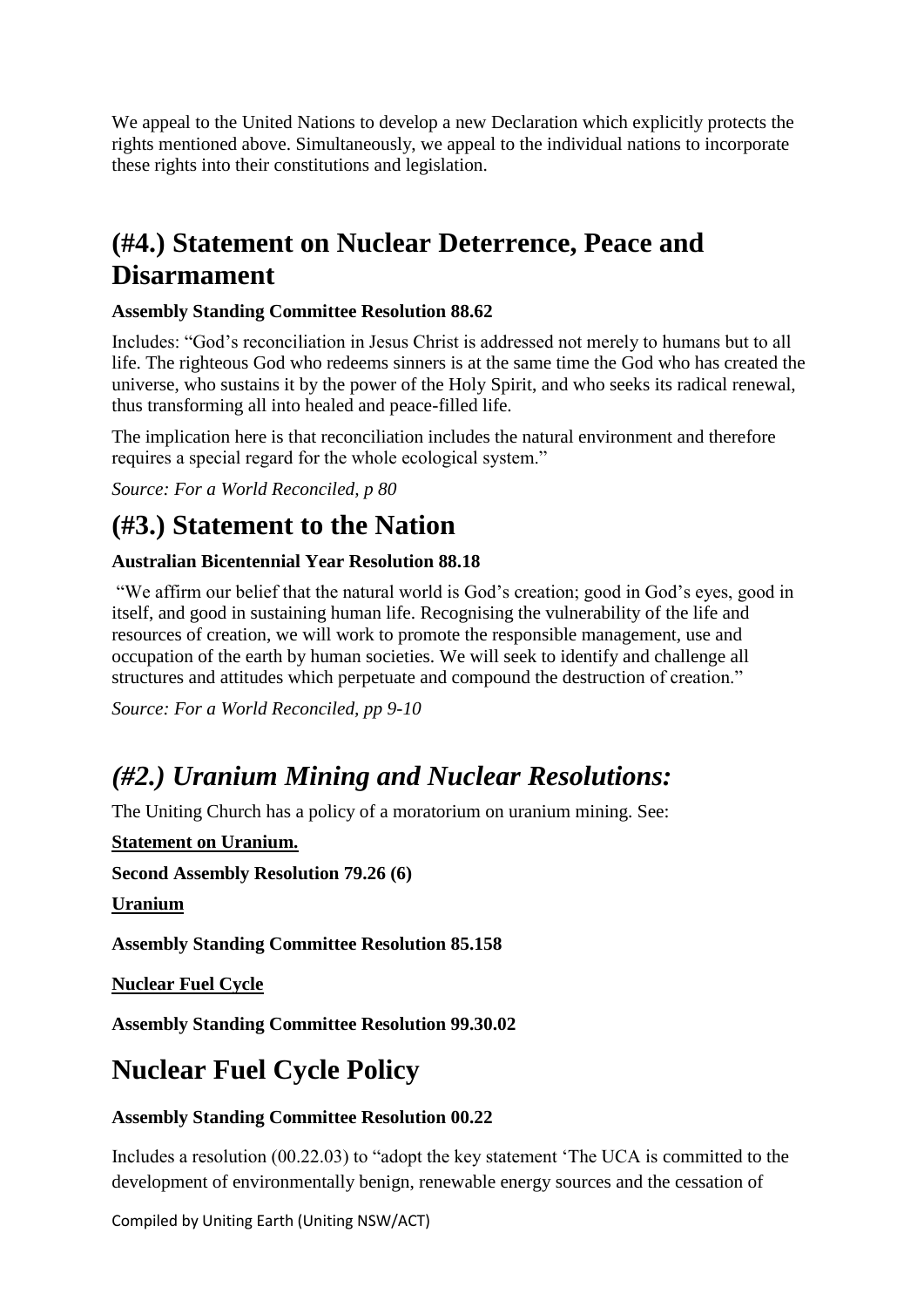We appeal to the United Nations to develop a new Declaration which explicitly protects the rights mentioned above. Simultaneously, we appeal to the individual nations to incorporate these rights into their constitutions and legislation.

## (#4.) Statement on Nuclear Deterrence, Peace and Disarmament

**Assembly Standing Committee Resolution 88.62**

Includes: "God's reconciliation in Jesus Christ is addressed not merely to humans but to all life. The righteous God who redeems sinners is at the same time the God who has created the universe, who sustains it by the power of the Holy Spirit, and who seeks its radical renewal, thus transforming all into healed and peace-filled life.

The implication here is that reconciliation includes the natural environment and therefore requires a special regard for the whole ecological system."

*Source: For a World Reconciled, p 80*

## (#3.) Statement to the Nation

**Australian Bicentennial Year Resolution 88.18**

"We affirm our belief that the natural world is God's creation; good in God's eyes, good in itself, and good in sustaining human life. Recognising the vulnerability of the life and resources of creation, we will work to promote the responsible management, use and occupation of the earth by human societies. We will seek to identify and challenge all structures and attitudes which perpetuate and compound the destruction of creation."

*Source: For a World Reconciled, pp 9-10*

## *(#2.) Uranium Mining and Nuclear Resolutions:*

The Uniting Church has a policy of a moratorium on uranium mining. See:

**Statement on Uranium.**

**Second Assembly Resolution 79.26 (6)**

**Uranium**

**Assembly Standing Committee Resolution 85.158**

**Nuclear Fuel Cycle**

**Assembly Standing Committee Resolution 99.30.02**

## Nuclear Fuel Cycle Policy

**Assembly Standing Committee Resolution 00.22**

Includes a resolution (00.22.03) to "adopt the key statement 'The UCA is committed to the development of environmentally benign, renewable energy sources and the cessation of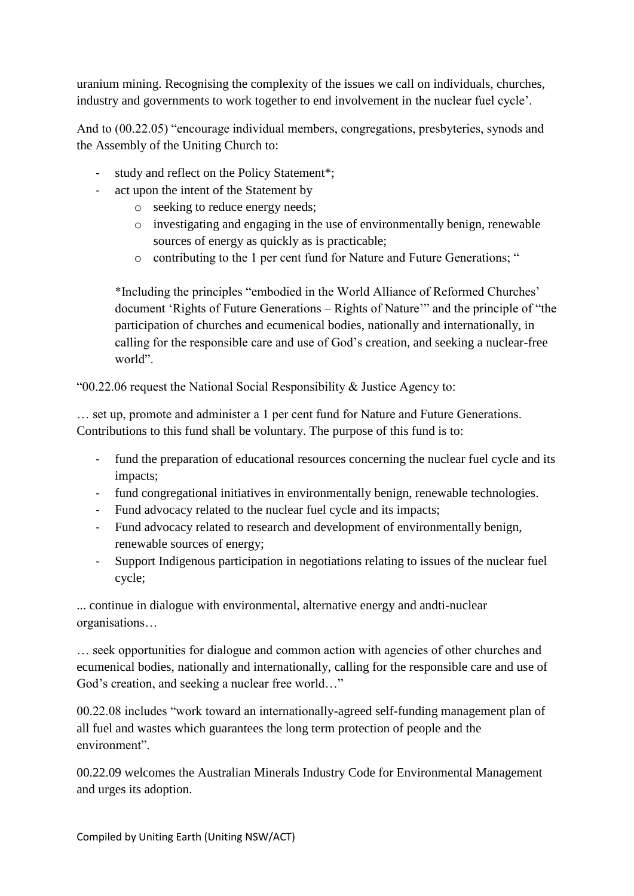uranium mining. Recognising the complexity of the issues we call on individuals, churches, industry and governments to work together to end involvement in the nuclear fuel cycle'.

And to (00.22.05) "encourage individual members, congregations, presbyteries, synods and the Assembly of the Uniting Church to:

- study and reflect on the Policy Statement*;
- act upon the intent of the Statement by
  - seeking to reduce energy needs;
  - investigating and engaging in the use of environmentally benign, renewable sources of energy as quickly as is practicable;
  - contributing to the 1 per cent fund for Nature and Future Generations; "

  *Including the principles "embodied in the World Alliance of Reformed Churches' document 'Rights of Future Generations – Rights of Nature'" and the principle of "the participation of churches and ecumenical bodies, nationally and internationally, in calling for the responsible care and use of God's creation, and seeking a nuclear-free world".

"00.22.06 request the National Social Responsibility & Justice Agency to:

… set up, promote and administer a 1 per cent fund for Nature and Future Generations. Contributions to this fund shall be voluntary. The purpose of this fund is to:

- fund the preparation of educational resources concerning the nuclear fuel cycle and its impacts;
- fund congregational initiatives in environmentally benign, renewable technologies.
- Fund advocacy related to the nuclear fuel cycle and its impacts;
- Fund advocacy related to research and development of environmentally benign, renewable sources of energy;
- Support Indigenous participation in negotiations relating to issues of the nuclear fuel cycle;

... continue in dialogue with environmental, alternative energy and andti-nuclear organisations…

… seek opportunities for dialogue and common action with agencies of other churches and ecumenical bodies, nationally and internationally, calling for the responsible care and use of God's creation, and seeking a nuclear free world…"

00.22.08 includes "work toward an internationally-agreed self-funding management plan of all fuel and wastes which guarantees the long term protection of people and the environment".

00.22.09 welcomes the Australian Minerals Industry Code for Environmental Management and urges its adoption.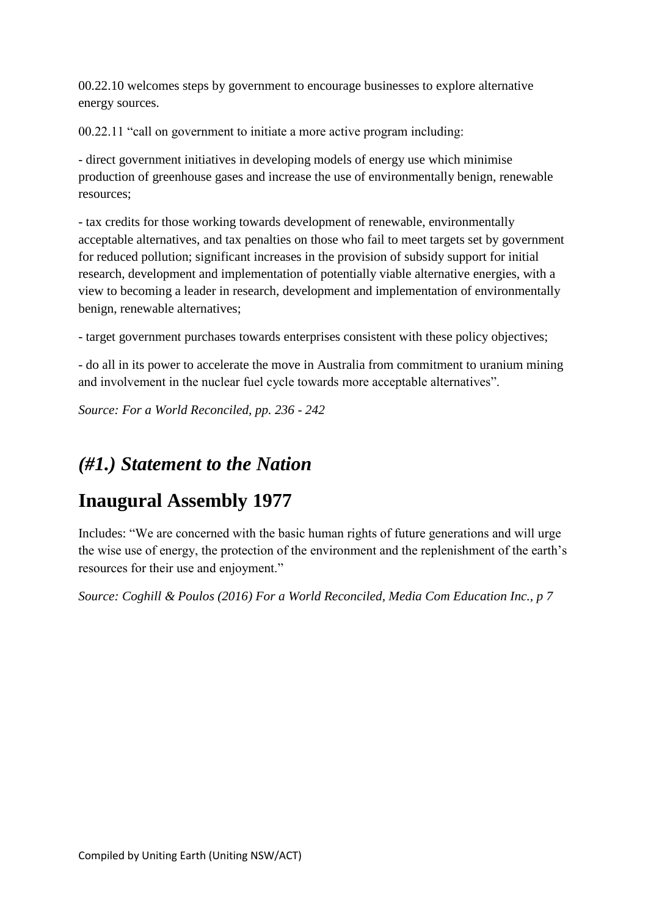00.22.10 welcomes steps by government to encourage businesses to explore alternative energy sources.

00.22.11 "call on government to initiate a more active program including:

- direct government initiatives in developing models of energy use which minimise production of greenhouse gases and increase the use of environmentally benign, renewable resources;

- tax credits for those working towards development of renewable, environmentally acceptable alternatives, and tax penalties on those who fail to meet targets set by government for reduced pollution; significant increases in the provision of subsidy support for initial research, development and implementation of potentially viable alternative energies, with a view to becoming a leader in research, development and implementation of environmentally benign, renewable alternatives;

- target government purchases towards enterprises consistent with these policy objectives;

- do all in its power to accelerate the move in Australia from commitment to uranium mining and involvement in the nuclear fuel cycle towards more acceptable alternatives".

*Source: For a World Reconciled, pp. 236 - 242*

## *(#1.) Statement to the Nation*

## Inaugural Assembly 1977

Includes: "We are concerned with the basic human rights of future generations and will urge the wise use of energy, the protection of the environment and the replenishment of the earth's resources for their use and enjoyment."

*Source: Coghill & Poulos (2016) For a World Reconciled, Media Com Education Inc., p 7*

Compiled by Uniting Earth (Uniting NSW/ACT)